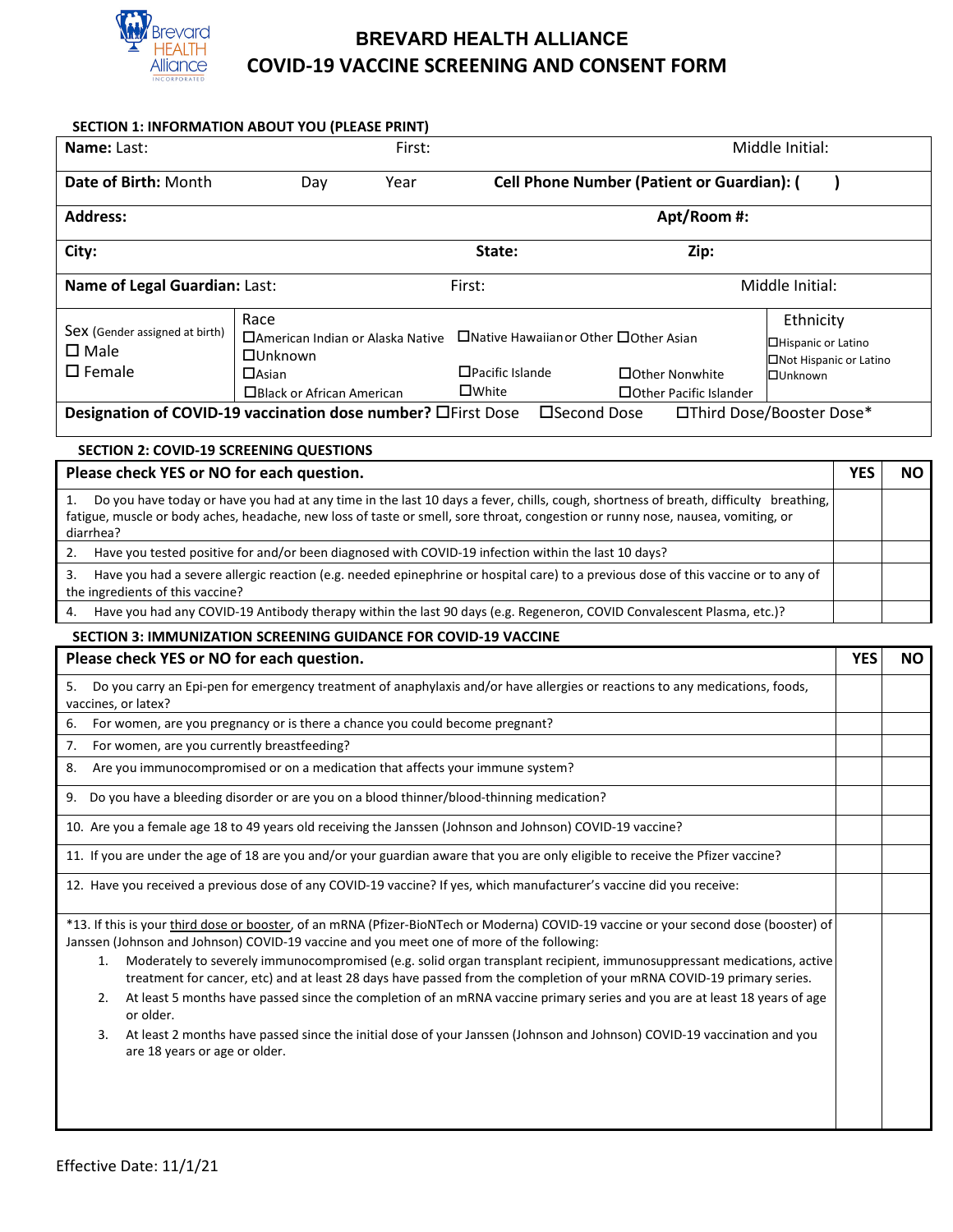# BREVARD HEALTH ALLIANCE
## COVID-19 VACCINE SCREENING AND CONSENT FORM

**SECTION 1: INFORMATION ABOUT YOU (PLEASE PRINT)**

| | | |
|---|---|---|
| **Name:** Last: | First: | Middle Initial: |
| **Date of Birth:** Month Day Year | **Cell Phone Number (Patient or Guardian): (  )** | |
| **Address:** | | **Apt/Room #:** |
| **City:** | **State:** | **Zip:** |
| **Name of Legal Guardian:** Last: | First: | Middle Initial: |

| Sex (Gender assigned at birth) | Race | Ethnicity |
|---|---|---|
| ☐ Male<br>☐ Female | ☐American Indian or Alaska Native ☐Native Hawaiian or Other ☐Other Asian<br>☐Unknown<br>☐Asian ☐Pacific Islande ☐Other Nonwhite<br>☐Black or African American ☐White ☐Other Pacific Islander | ☐Hispanic or Latino<br>☐Not Hispanic or Latino<br>☐Unknown |

**Designation of COVID-19 vaccination dose number?** ☐First Dose ☐Second Dose ☐Third Dose/Booster Dose*

**SECTION 2: COVID-19 SCREENING QUESTIONS**

| **Please check YES or NO for each question.** | **YES** | **NO** |
|---|---|---|
| 1. Do you have today or have you had at any time in the last 10 days a fever, chills, cough, shortness of breath, difficulty breathing, fatigue, muscle or body aches, headache, new loss of taste or smell, sore throat, congestion or runny nose, nausea, vomiting, or diarrhea? | | |
| 2. Have you tested positive for and/or been diagnosed with COVID-19 infection within the last 10 days? | | |
| 3. Have you had a severe allergic reaction (e.g. needed epinephrine or hospital care) to a previous dose of this vaccine or to any of the ingredients of this vaccine? | | |
| 4. Have you had any COVID-19 Antibody therapy within the last 90 days (e.g. Regeneron, COVID Convalescent Plasma, etc.)? | | |

**SECTION 3: IMMUNIZATION SCREENING GUIDANCE FOR COVID-19 VACCINE**

| **Please check YES or NO for each question.** | **YES** | **NO** |
|---|---|---|
| 5. Do you carry an Epi-pen for emergency treatment of anaphylaxis and/or have allergies or reactions to any medications, foods, vaccines, or latex? | | |
| 6. For women, are you pregnancy or is there a chance you could become pregnant? | | |
| 7. For women, are you currently breastfeeding? | | |
| 8. Are you immunocompromised or on a medication that affects your immune system? | | |
| 9. Do you have a bleeding disorder or are you on a blood thinner/blood-thinning medication? | | |
| 10. Are you a female age 18 to 49 years old receiving the Janssen (Johnson and Johnson) COVID-19 vaccine? | | |
| 11. If you are under the age of 18 are you and/or your guardian aware that you are only eligible to receive the Pfizer vaccine? | | |
| 12. Have you received a previous dose of any COVID-19 vaccine? If yes, which manufacturer's vaccine did you receive: | | |
| *13. If this is your <u>third dose or booster</u>, of an mRNA (Pfizer-BioNTech or Moderna) COVID-19 vaccine or your second dose (booster) of Janssen (Johnson and Johnson) COVID-19 vaccine and you meet one of more of the following:<br>1. Moderately to severely immunocompromised (e.g. solid organ transplant recipient, immunosuppressant medications, active treatment for cancer, etc) and at least 28 days have passed from the completion of your mRNA COVID-19 primary series.<br>2. At least 5 months have passed since the completion of an mRNA vaccine primary series and you are at least 18 years of age or older.<br>3. At least 2 months have passed since the initial dose of your Janssen (Johnson and Johnson) COVID-19 vaccination and you are 18 years or age or older. | | |

Effective Date: 11/1/21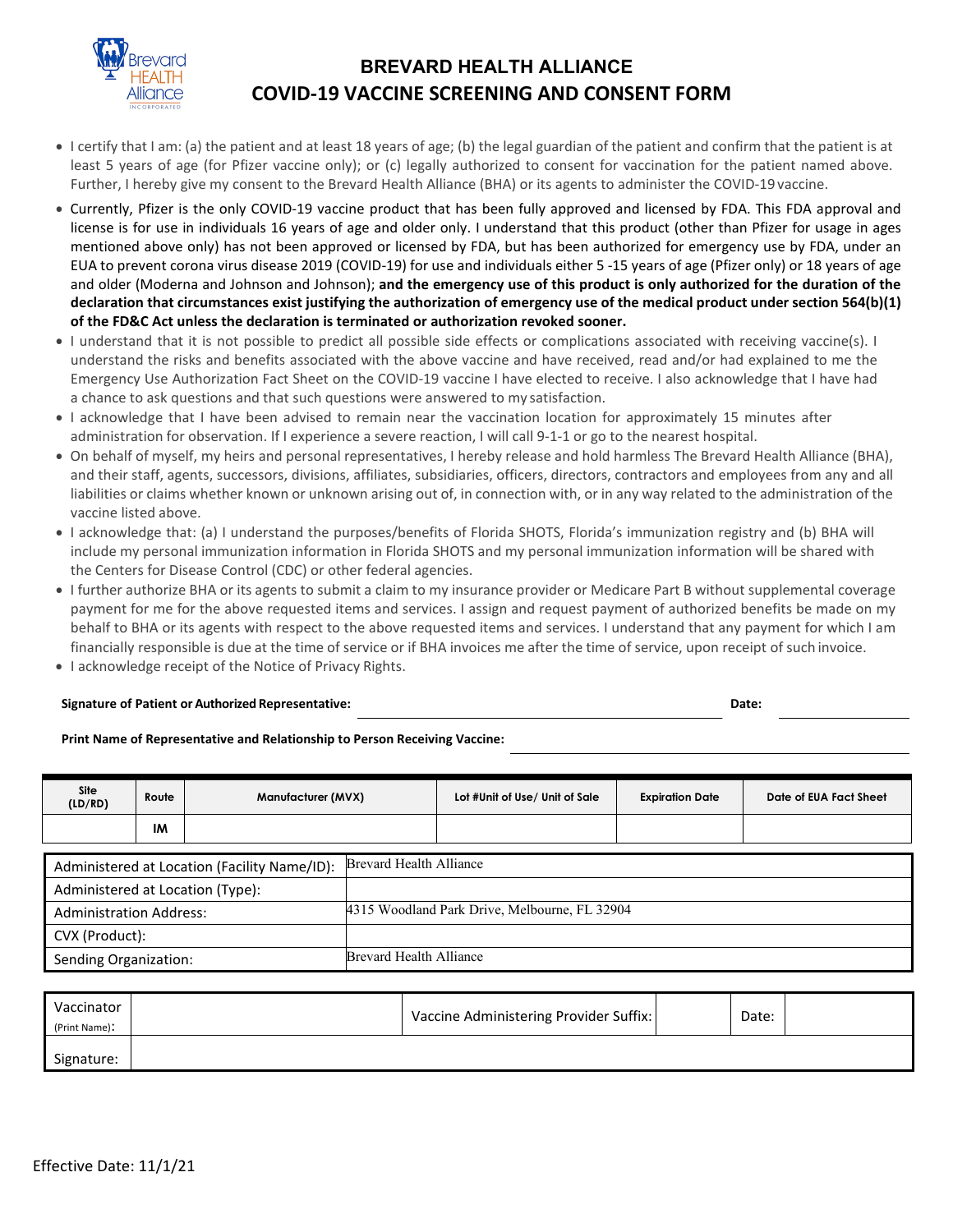# BREVARD HEALTH ALLIANCE
# COVID-19 VACCINE SCREENING AND CONSENT FORM

- I certify that I am: (a) the patient and at least 18 years of age; (b) the legal guardian of the patient and confirm that the patient is at least 5 years of age (for Pfizer vaccine only); or (c) legally authorized to consent for vaccination for the patient named above. Further, I hereby give my consent to the Brevard Health Alliance (BHA) or its agents to administer the COVID-19 vaccine.
- Currently, Pfizer is the only COVID-19 vaccine product that has been fully approved and licensed by FDA. This FDA approval and license is for use in individuals 16 years of age and older only. I understand that this product (other than Pfizer for usage in ages mentioned above only) has not been approved or licensed by FDA, but has been authorized for emergency use by FDA, under an EUA to prevent corona virus disease 2019 (COVID-19) for use and individuals either 5 -15 years of age (Pfizer only) or 18 years of age and older (Moderna and Johnson and Johnson); **and the emergency use of this product is only authorized for the duration of the declaration that circumstances exist justifying the authorization of emergency use of the medical product under section 564(b)(1) of the FD&C Act unless the declaration is terminated or authorization revoked sooner.**
- I understand that it is not possible to predict all possible side effects or complications associated with receiving vaccine(s). I understand the risks and benefits associated with the above vaccine and have received, read and/or had explained to me the Emergency Use Authorization Fact Sheet on the COVID-19 vaccine I have elected to receive. I also acknowledge that I have had a chance to ask questions and that such questions were answered to my satisfaction.
- I acknowledge that I have been advised to remain near the vaccination location for approximately 15 minutes after administration for observation. If I experience a severe reaction, I will call 9-1-1 or go to the nearest hospital.
- On behalf of myself, my heirs and personal representatives, I hereby release and hold harmless The Brevard Health Alliance (BHA), and their staff, agents, successors, divisions, affiliates, subsidiaries, officers, directors, contractors and employees from any and all liabilities or claims whether known or unknown arising out of, in connection with, or in any way related to the administration of the vaccine listed above.
- I acknowledge that: (a) I understand the purposes/benefits of Florida SHOTS, Florida's immunization registry and (b) BHA will include my personal immunization information in Florida SHOTS and my personal immunization information will be shared with the Centers for Disease Control (CDC) or other federal agencies.
- I further authorize BHA or its agents to submit a claim to my insurance provider or Medicare Part B without supplemental coverage payment for me for the above requested items and services. I assign and request payment of authorized benefits be made on my behalf to BHA or its agents with respect to the above requested items and services. I understand that any payment for which I am financially responsible is due at the time of service or if BHA invoices me after the time of service, upon receipt of such invoice.
- I acknowledge receipt of the Notice of Privacy Rights.

**Signature of Patient or Authorized Representative:** ______________________ **Date:** __________

**Print Name of Representative and Relationship to Person Receiving Vaccine:** ______________________

| Site (LD/RD) | Route | Manufacturer (MVX) | Lot #Unit of Use/ Unit of Sale | Expiration Date | Date of EUA Fact Sheet |
|---|---|---|---|---|---|
| | IM | | | | |

| | |
|---|---|
| Administered at Location (Facility Name/ID): | Brevard Health Alliance |
| Administered at Location (Type): | |
| Administration Address: | 4315 Woodland Park Drive, Melbourne, FL 32904 |
| CVX (Product): | |
| Sending Organization: | Brevard Health Alliance |

| | | | | | |
|---|---|---|---|---|---|
| Vaccinator (Print Name): | | Vaccine Administering Provider Suffix: | | Date: | |
| Signature: | | | | | |

Effective Date: 11/1/21